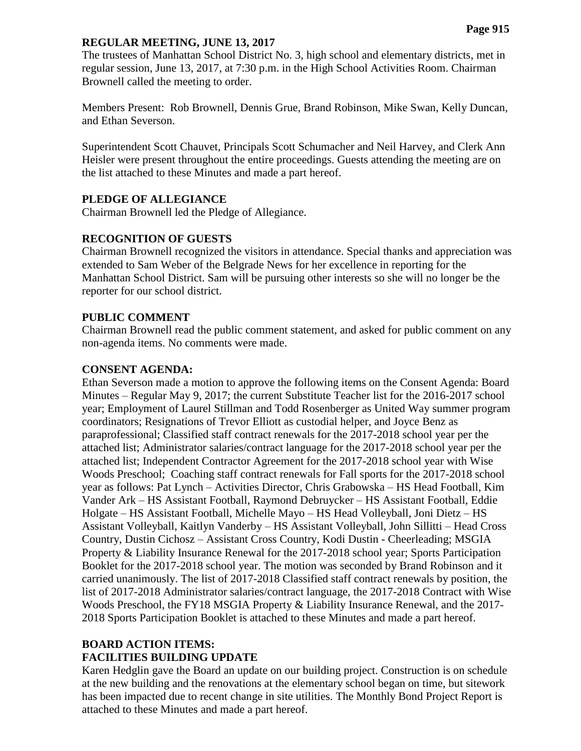## REGULAR MEETING, JUNE 13, 2017

The trustees of Manhattan School District No. 3, high school and elementary districts, met in regular session, June 13, 2017, at 7:30 p.m. in the High School Activities Room. Chairman Brownell called the meeting to order.

Members Present: Rob Brownell, Dennis Grue, Brand Robinson, Mike Swan, Kelly Duncan, and Ethan Severson.

Superintendent Scott Chauvet, Principals Scott Schumacher and Neil Harvey, and Clerk Ann Heisler were present throughout the entire proceedings. Guests attending the meeting are on the list attached to these Minutes and made a part hereof.

### PLEDGE OF ALLEGIANCE

Chairman Brownell led the Pledge of Allegiance.

### RECOGNITION OF GUESTS

Chairman Brownell recognized the visitors in attendance. Special thanks and appreciation was extended to Sam Weber of the Belgrade News for her excellence in reporting for the Manhattan School District. Sam will be pursuing other interests so she will no longer be the reporter for our school district.

### PUBLIC COMMENT

Chairman Brownell read the public comment statement, and asked for public comment on any non-agenda items. No comments were made.

### CONSENT AGENDA:

Ethan Severson made a motion to approve the following items on the Consent Agenda: Board Minutes – Regular May 9, 2017; the current Substitute Teacher list for the 2016-2017 school year; Employment of Laurel Stillman and Todd Rosenberger as United Way summer program coordinators; Resignations of Trevor Elliott as custodial helper, and Joyce Benz as paraprofessional; Classified staff contract renewals for the 2017-2018 school year per the attached list; Administrator salaries/contract language for the 2017-2018 school year per the attached list; Independent Contractor Agreement for the 2017-2018 school year with Wise Woods Preschool; Coaching staff contract renewals for Fall sports for the 2017-2018 school year as follows: Pat Lynch – Activities Director, Chris Grabowska – HS Head Football, Kim Vander Ark – HS Assistant Football, Raymond Debruycker – HS Assistant Football, Eddie Holgate – HS Assistant Football, Michelle Mayo – HS Head Volleyball, Joni Dietz – HS Assistant Volleyball, Kaitlyn Vanderby – HS Assistant Volleyball, John Sillitti – Head Cross Country, Dustin Cichosz – Assistant Cross Country, Kodi Dustin - Cheerleading; MSGIA Property & Liability Insurance Renewal for the 2017-2018 school year; Sports Participation Booklet for the 2017-2018 school year. The motion was seconded by Brand Robinson and it carried unanimously. The list of 2017-2018 Classified staff contract renewals by position, the list of 2017-2018 Administrator salaries/contract language, the 2017-2018 Contract with Wise Woods Preschool, the FY18 MSGIA Property & Liability Insurance Renewal, and the 2017-2018 Sports Participation Booklet is attached to these Minutes and made a part hereof.

### BOARD ACTION ITEMS:

### FACILITIES BUILDING UPDATE

Karen Hedglin gave the Board an update on our building project. Construction is on schedule at the new building and the renovations at the elementary school began on time, but sitework has been impacted due to recent change in site utilities. The Monthly Bond Project Report is attached to these Minutes and made a part hereof.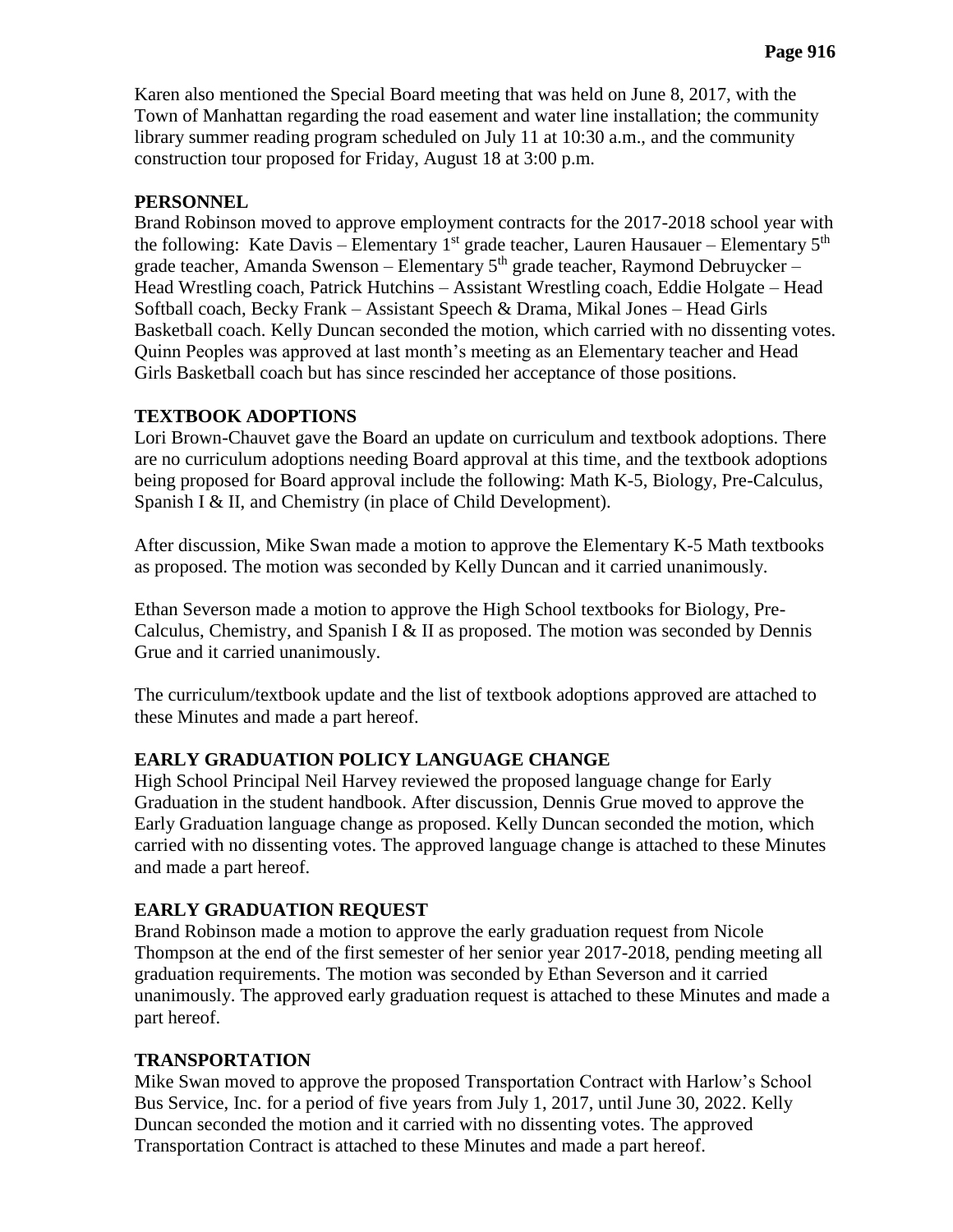Karen also mentioned the Special Board meeting that was held on June 8, 2017, with the Town of Manhattan regarding the road easement and water line installation; the community library summer reading program scheduled on July 11 at 10:30 a.m., and the community construction tour proposed for Friday, August 18 at 3:00 p.m.

**PERSONNEL**

Brand Robinson moved to approve employment contracts for the 2017-2018 school year with the following: Kate Davis – Elementary 1st grade teacher, Lauren Hausauer – Elementary 5th grade teacher, Amanda Swenson – Elementary 5th grade teacher, Raymond Debruycker – Head Wrestling coach, Patrick Hutchins – Assistant Wrestling coach, Eddie Holgate – Head Softball coach, Becky Frank – Assistant Speech & Drama, Mikal Jones – Head Girls Basketball coach. Kelly Duncan seconded the motion, which carried with no dissenting votes. Quinn Peoples was approved at last month's meeting as an Elementary teacher and Head Girls Basketball coach but has since rescinded her acceptance of those positions.

**TEXTBOOK ADOPTIONS**

Lori Brown-Chauvet gave the Board an update on curriculum and textbook adoptions. There are no curriculum adoptions needing Board approval at this time, and the textbook adoptions being proposed for Board approval include the following: Math K-5, Biology, Pre-Calculus, Spanish I & II, and Chemistry (in place of Child Development).

After discussion, Mike Swan made a motion to approve the Elementary K-5 Math textbooks as proposed. The motion was seconded by Kelly Duncan and it carried unanimously.

Ethan Severson made a motion to approve the High School textbooks for Biology, Pre-Calculus, Chemistry, and Spanish I & II as proposed. The motion was seconded by Dennis Grue and it carried unanimously.

The curriculum/textbook update and the list of textbook adoptions approved are attached to these Minutes and made a part hereof.

**EARLY GRADUATION POLICY LANGUAGE CHANGE**

High School Principal Neil Harvey reviewed the proposed language change for Early Graduation in the student handbook. After discussion, Dennis Grue moved to approve the Early Graduation language change as proposed. Kelly Duncan seconded the motion, which carried with no dissenting votes. The approved language change is attached to these Minutes and made a part hereof.

**EARLY GRADUATION REQUEST**

Brand Robinson made a motion to approve the early graduation request from Nicole Thompson at the end of the first semester of her senior year 2017-2018, pending meeting all graduation requirements. The motion was seconded by Ethan Severson and it carried unanimously. The approved early graduation request is attached to these Minutes and made a part hereof.

**TRANSPORTATION**

Mike Swan moved to approve the proposed Transportation Contract with Harlow's School Bus Service, Inc. for a period of five years from July 1, 2017, until June 30, 2022. Kelly Duncan seconded the motion and it carried with no dissenting votes. The approved Transportation Contract is attached to these Minutes and made a part hereof.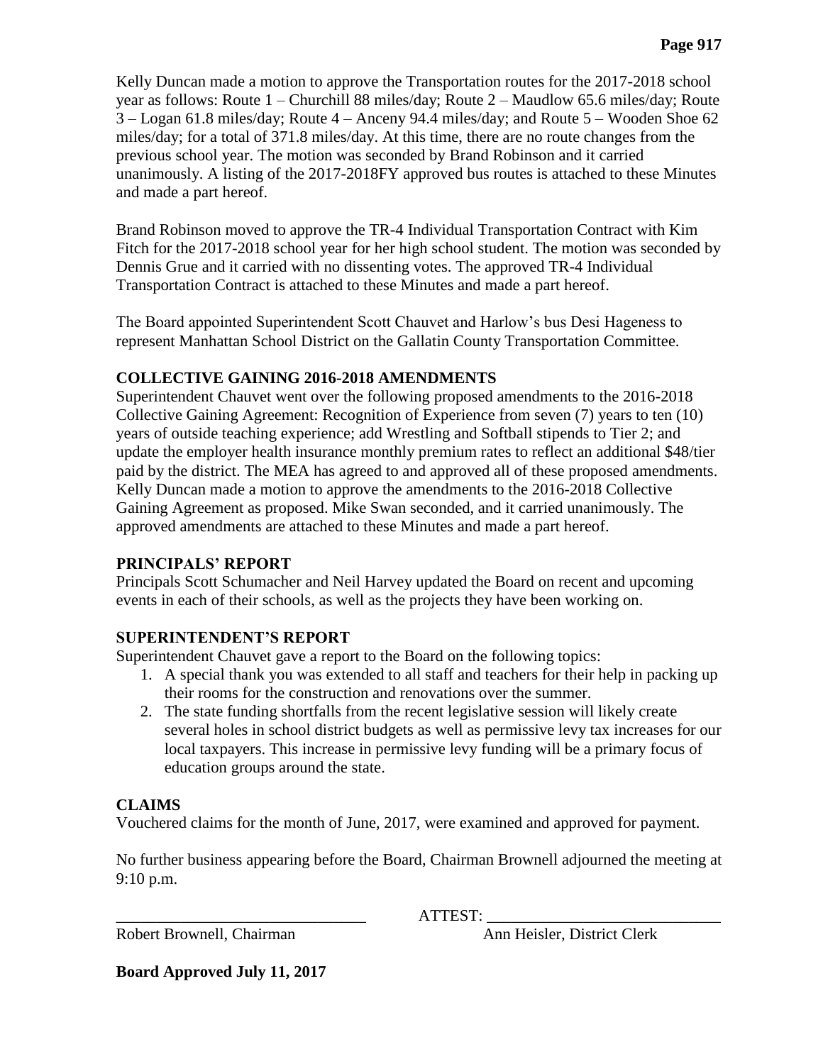Kelly Duncan made a motion to approve the Transportation routes for the 2017-2018 school year as follows: Route 1 – Churchill 88 miles/day; Route 2 – Maudlow 65.6 miles/day; Route 3 – Logan 61.8 miles/day; Route 4 – Anceny 94.4 miles/day; and Route 5 – Wooden Shoe 62 miles/day; for a total of 371.8 miles/day. At this time, there are no route changes from the previous school year. The motion was seconded by Brand Robinson and it carried unanimously. A listing of the 2017-2018FY approved bus routes is attached to these Minutes and made a part hereof.

Brand Robinson moved to approve the TR-4 Individual Transportation Contract with Kim Fitch for the 2017-2018 school year for her high school student. The motion was seconded by Dennis Grue and it carried with no dissenting votes. The approved TR-4 Individual Transportation Contract is attached to these Minutes and made a part hereof.

The Board appointed Superintendent Scott Chauvet and Harlow's bus Desi Hageness to represent Manhattan School District on the Gallatin County Transportation Committee.

**COLLECTIVE GAINING 2016-2018 AMENDMENTS**

Superintendent Chauvet went over the following proposed amendments to the 2016-2018 Collective Gaining Agreement: Recognition of Experience from seven (7) years to ten (10) years of outside teaching experience; add Wrestling and Softball stipends to Tier 2; and update the employer health insurance monthly premium rates to reflect an additional $48/tier paid by the district. The MEA has agreed to and approved all of these proposed amendments. Kelly Duncan made a motion to approve the amendments to the 2016-2018 Collective Gaining Agreement as proposed. Mike Swan seconded, and it carried unanimously. The approved amendments are attached to these Minutes and made a part hereof.

**PRINCIPALS' REPORT**

Principals Scott Schumacher and Neil Harvey updated the Board on recent and upcoming events in each of their schools, as well as the projects they have been working on.

**SUPERINTENDENT'S REPORT**

Superintendent Chauvet gave a report to the Board on the following topics:

1. A special thank you was extended to all staff and teachers for their help in packing up their rooms for the construction and renovations over the summer.
2. The state funding shortfalls from the recent legislative session will likely create several holes in school district budgets as well as permissive levy tax increases for our local taxpayers. This increase in permissive levy funding will be a primary focus of education groups around the state.

**CLAIMS**

Vouchered claims for the month of June, 2017, were examined and approved for payment.

No further business appearing before the Board, Chairman Brownell adjourned the meeting at 9:10 p.m.

_______________________________ ATTEST: _____________________________

Robert Brownell, Chairman Ann Heisler, District Clerk

**Board Approved July 11, 2017**